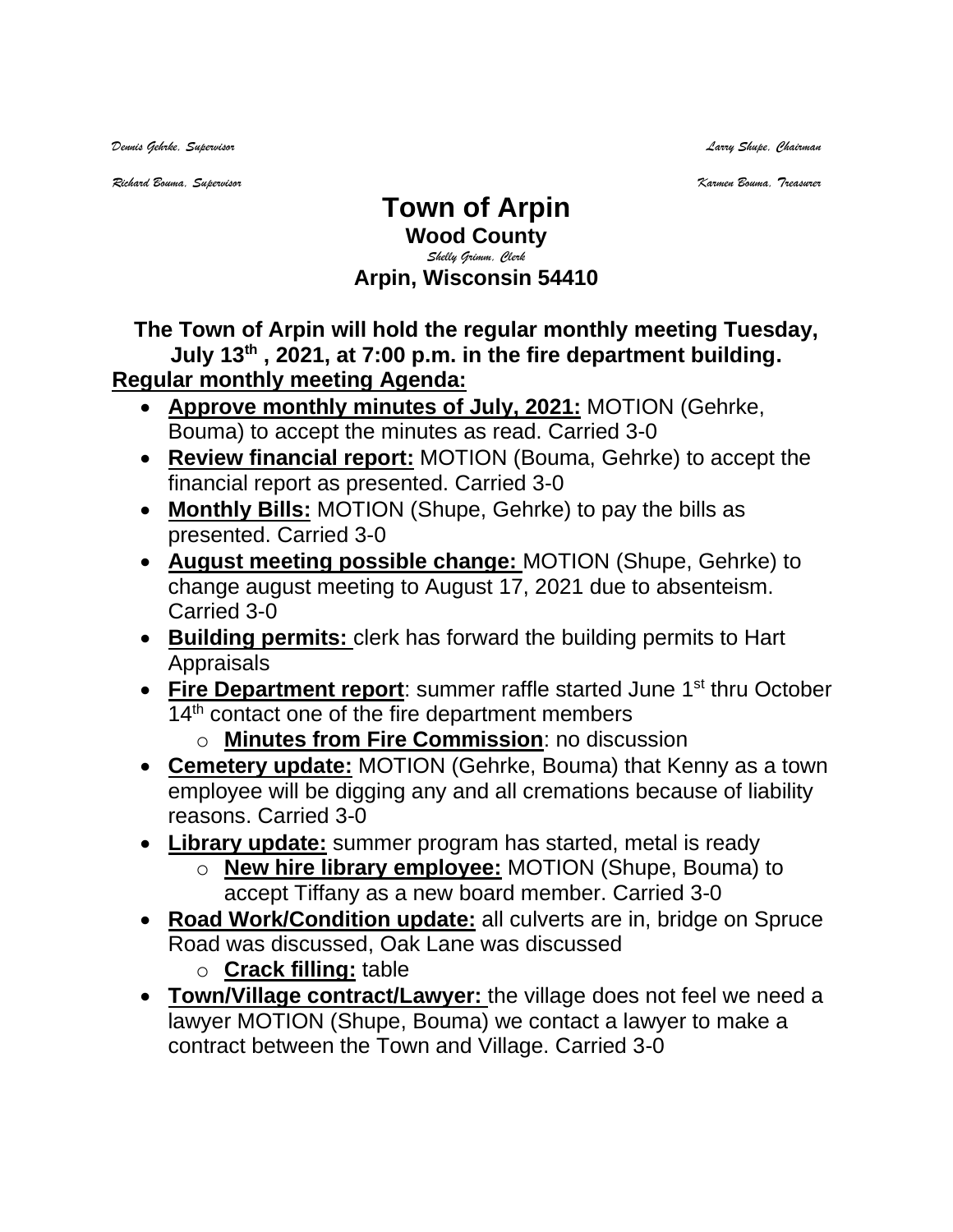*Dennis Gehrke, Supervisor* *Larry Shupe, Chairman*

*Richard Bouma, Supervisor* *Karmen Bouma, Treasurer*

# Town of Arpin

**Wood County**

*Shelly Grimm, Clerk*

**Arpin, Wisconsin 54410**

**The Town of Arpin will hold the regular monthly meeting Tuesday, July 13th , 2021, at 7:00 p.m. in the fire department building.**

**Regular monthly meeting Agenda:**

- **Approve monthly minutes of July, 2021:** MOTION (Gehrke, Bouma) to accept the minutes as read. Carried 3-0
- **Review financial report:** MOTION (Bouma, Gehrke) to accept the financial report as presented. Carried 3-0
- **Monthly Bills:** MOTION (Shupe, Gehrke) to pay the bills as presented. Carried 3-0
- **August meeting possible change:** MOTION (Shupe, Gehrke) to change august meeting to August 17, 2021 due to absenteeism. Carried 3-0
- **Building permits:** clerk has forward the building permits to Hart Appraisals
- **Fire Department report**: summer raffle started June 1st thru October 14th contact one of the fire department members
  - **Minutes from Fire Commission**: no discussion
- **Cemetery update:** MOTION (Gehrke, Bouma) that Kenny as a town employee will be digging any and all cremations because of liability reasons. Carried 3-0
- **Library update:** summer program has started, metal is ready
  - **New hire library employee:** MOTION (Shupe, Bouma) to accept Tiffany as a new board member. Carried 3-0
- **Road Work/Condition update:** all culverts are in, bridge on Spruce Road was discussed, Oak Lane was discussed
  - **Crack filling:** table
- **Town/Village contract/Lawyer:** the village does not feel we need a lawyer MOTION (Shupe, Bouma) we contact a lawyer to make a contract between the Town and Village. Carried 3-0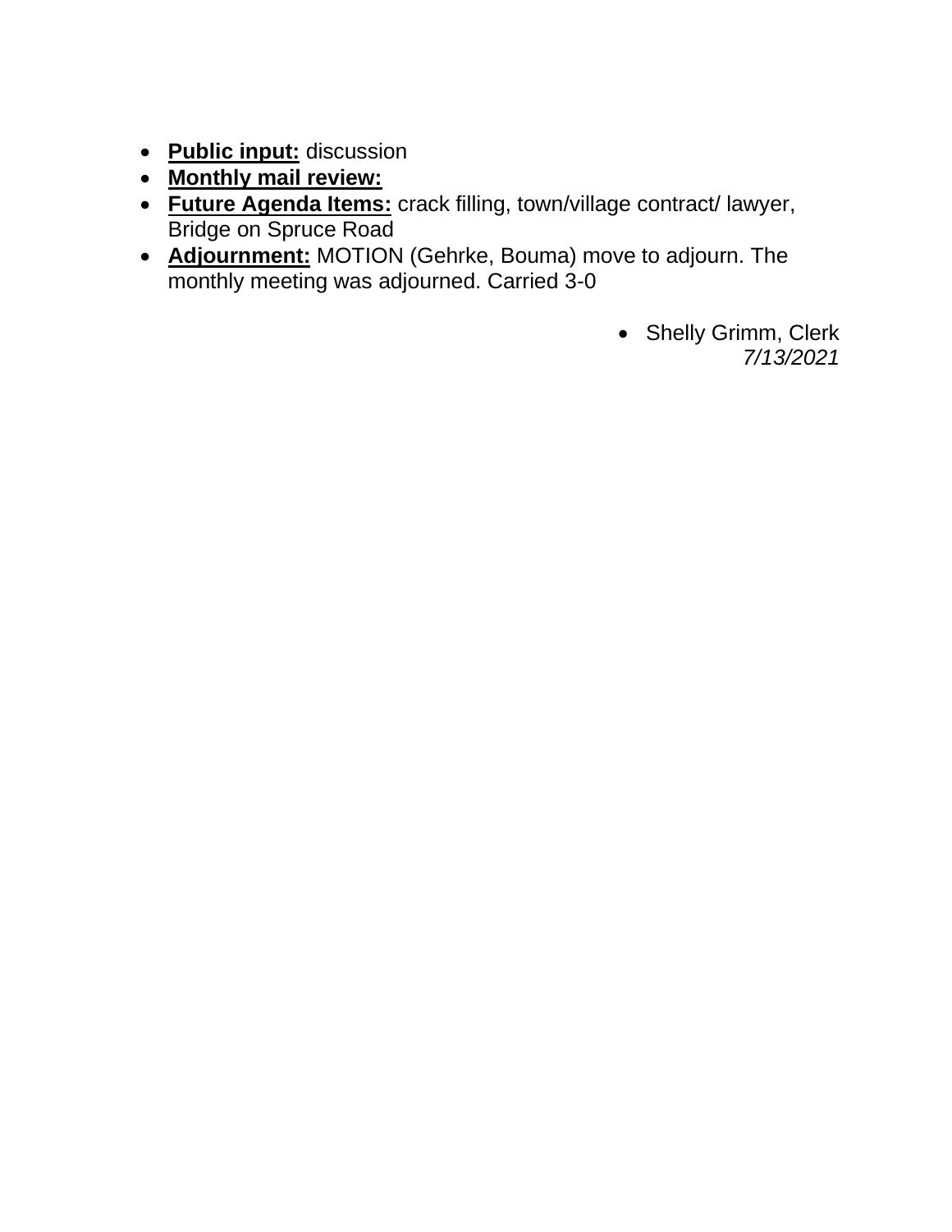- **Public input:** discussion
- **Monthly mail review:**
- **Future Agenda Items:** crack filling, town/village contract/ lawyer, Bridge on Spruce Road
- **Adjournment:** MOTION (Gehrke, Bouma) move to adjourn. The monthly meeting was adjourned. Carried 3-0

- Shelly Grimm, Clerk

*7/13/2021*